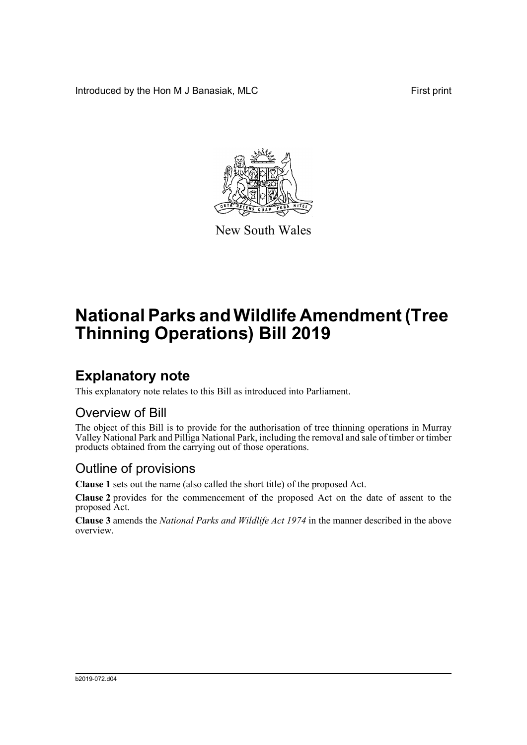Introduced by the Hon M J Banasiak, MLC First print

New South Wales

# National Parks and Wildlife Amendment (Tree Thinning Operations) Bill 2019

## Explanatory note

This explanatory note relates to this Bill as introduced into Parliament.

### Overview of Bill

The object of this Bill is to provide for the authorisation of tree thinning operations in Murray Valley National Park and Pilliga National Park, including the removal and sale of timber or timber products obtained from the carrying out of those operations.

### Outline of provisions

**Clause 1** sets out the name (also called the short title) of the proposed Act.

**Clause 2** provides for the commencement of the proposed Act on the date of assent to the proposed Act.

**Clause 3** amends the *National Parks and Wildlife Act 1974* in the manner described in the above overview.

b2019-072.d04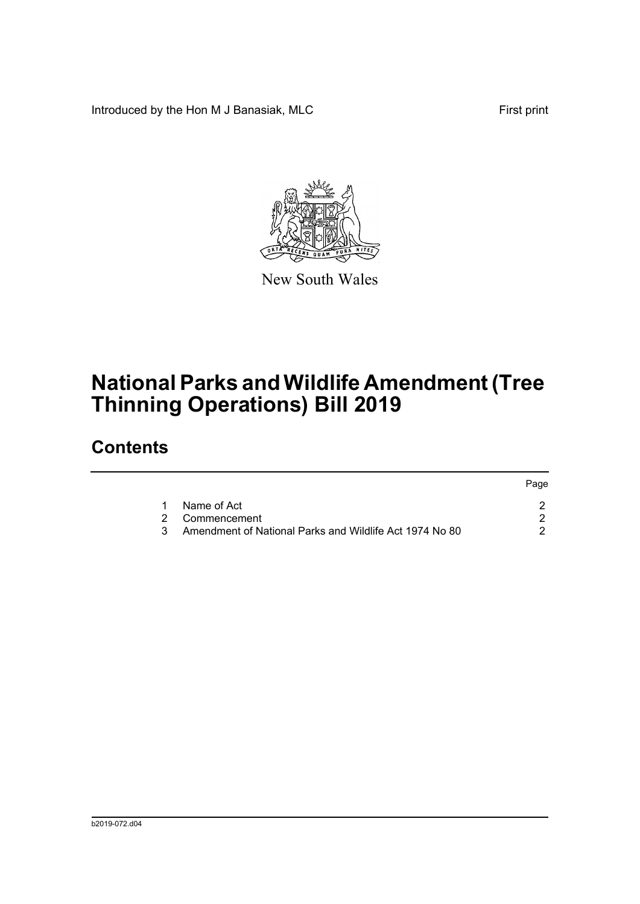Introduced by the Hon M J Banasiak, MLC

First print

New South Wales

# National Parks and Wildlife Amendment (Tree Thinning Operations) Bill 2019

## Contents

| | | Page |
|---|---|---|
| 1 | Name of Act | 2 |
| 2 | Commencement | 2 |
| 3 | Amendment of National Parks and Wildlife Act 1974 No 80 | 2 |

b2019-072.d04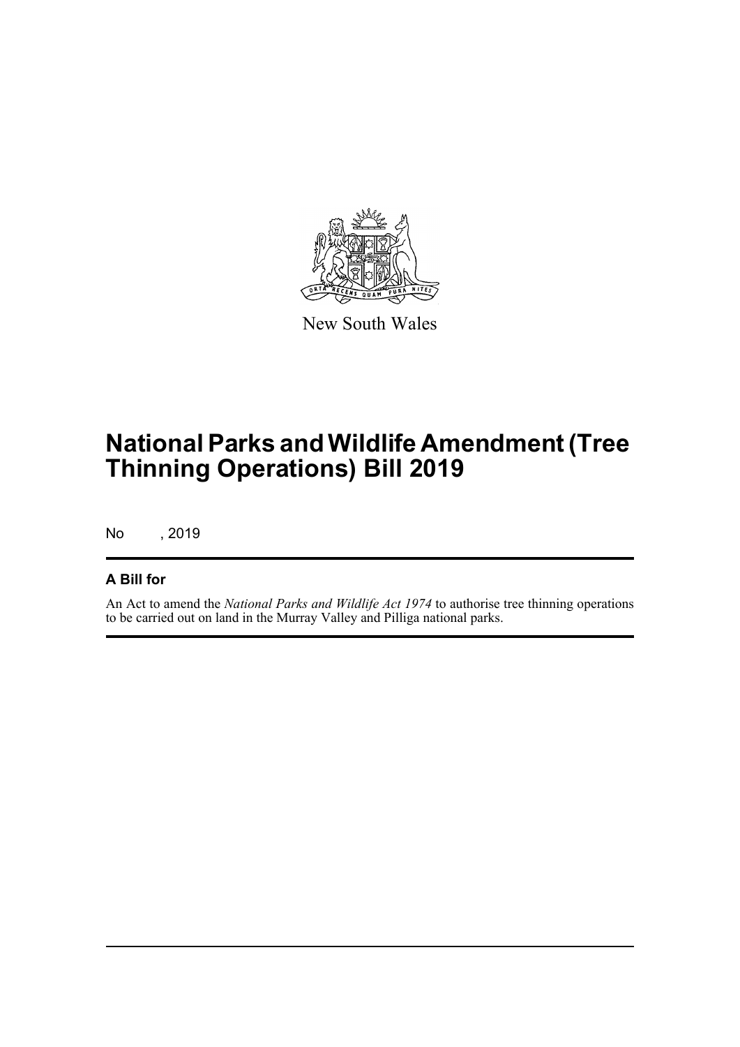New South Wales

# National Parks and Wildlife Amendment (Tree Thinning Operations) Bill 2019

No , 2019

## A Bill for

An Act to amend the *National Parks and Wildlife Act 1974* to authorise tree thinning operations to be carried out on land in the Murray Valley and Pilliga national parks.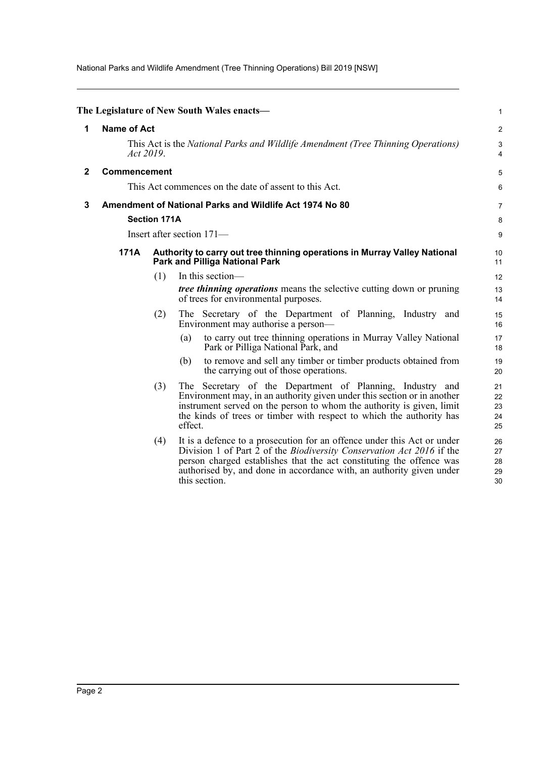**The Legislature of New South Wales enacts—**

## 1 Name of Act

This Act is the *National Parks and Wildlife Amendment (Tree Thinning Operations) Act 2019*.

## 2 Commencement

This Act commences on the date of assent to this Act.

## 3 Amendment of National Parks and Wildlife Act 1974 No 80

### Section 171A

Insert after section 171—

#### 171A Authority to carry out tree thinning operations in Murray Valley National Park and Pilliga National Park

(1) In this section—

***tree thinning operations*** means the selective cutting down or pruning of trees for environmental purposes.

(2) The Secretary of the Department of Planning, Industry and Environment may authorise a person—

(a) to carry out tree thinning operations in Murray Valley National Park or Pilliga National Park, and

(b) to remove and sell any timber or timber products obtained from the carrying out of those operations.

(3) The Secretary of the Department of Planning, Industry and Environment may, in an authority given under this section or in another instrument served on the person to whom the authority is given, limit the kinds of trees or timber with respect to which the authority has effect.

(4) It is a defence to a prosecution for an offence under this Act or under Division 1 of Part 2 of the *Biodiversity Conservation Act 2016* if the person charged establishes that the act constituting the offence was authorised by, and done in accordance with, an authority given under this section.